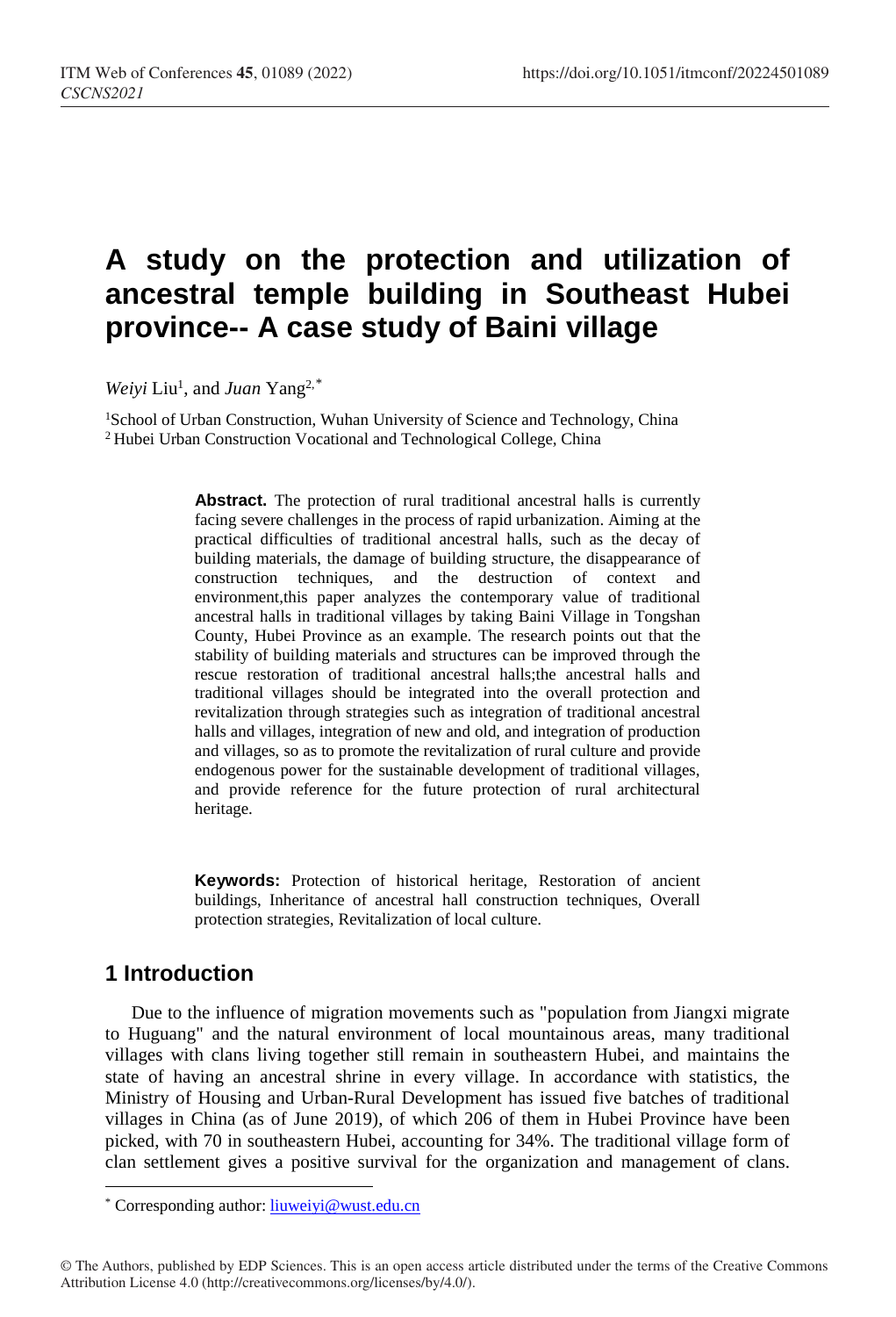# A study on the protection and utilization of ancestral temple building in Southeast Hubei province-- A case study of Baini village

*Weiyi* Liu[1], and *Juan* Yang[2,*]

[1]School of Urban Construction, Wuhan University of Science and Technology, China
[2] Hubei Urban Construction Vocational and Technological College, China

**Abstract.** The protection of rural traditional ancestral halls is currently facing severe challenges in the process of rapid urbanization. Aiming at the practical difficulties of traditional ancestral halls, such as the decay of building materials, the damage of building structure, the disappearance of construction techniques, and the destruction of context and environment,this paper analyzes the contemporary value of traditional ancestral halls in traditional villages by taking Baini Village in Tongshan County, Hubei Province as an example. The research points out that the stability of building materials and structures can be improved through the rescue restoration of traditional ancestral halls;the ancestral halls and traditional villages should be integrated into the overall protection and revitalization through strategies such as integration of traditional ancestral halls and villages, integration of new and old, and integration of production and villages, so as to promote the revitalization of rural culture and provide endogenous power for the sustainable development of traditional villages, and provide reference for the future protection of rural architectural heritage.

**Keywords:** Protection of historical heritage, Restoration of ancient buildings, Inheritance of ancestral hall construction techniques, Overall protection strategies, Revitalization of local culture.

## 1 Introduction

Due to the influence of migration movements such as "population from Jiangxi migrate to Huguang" and the natural environment of local mountainous areas, many traditional villages with clans living together still remain in southeastern Hubei, and maintains the state of having an ancestral shrine in every village. In accordance with statistics, the Ministry of Housing and Urban-Rural Development has issued five batches of traditional villages in China (as of June 2019), of which 206 of them in Hubei Province have been picked, with 70 in southeastern Hubei, accounting for 34%. The traditional village form of clan settlement gives a positive survival for the organization and management of clans.

* Corresponding author: liuweiyi@wust.edu.cn

© The Authors, published by EDP Sciences. This is an open access article distributed under the terms of the Creative Commons Attribution License 4.0 (http://creativecommons.org/licenses/by/4.0/).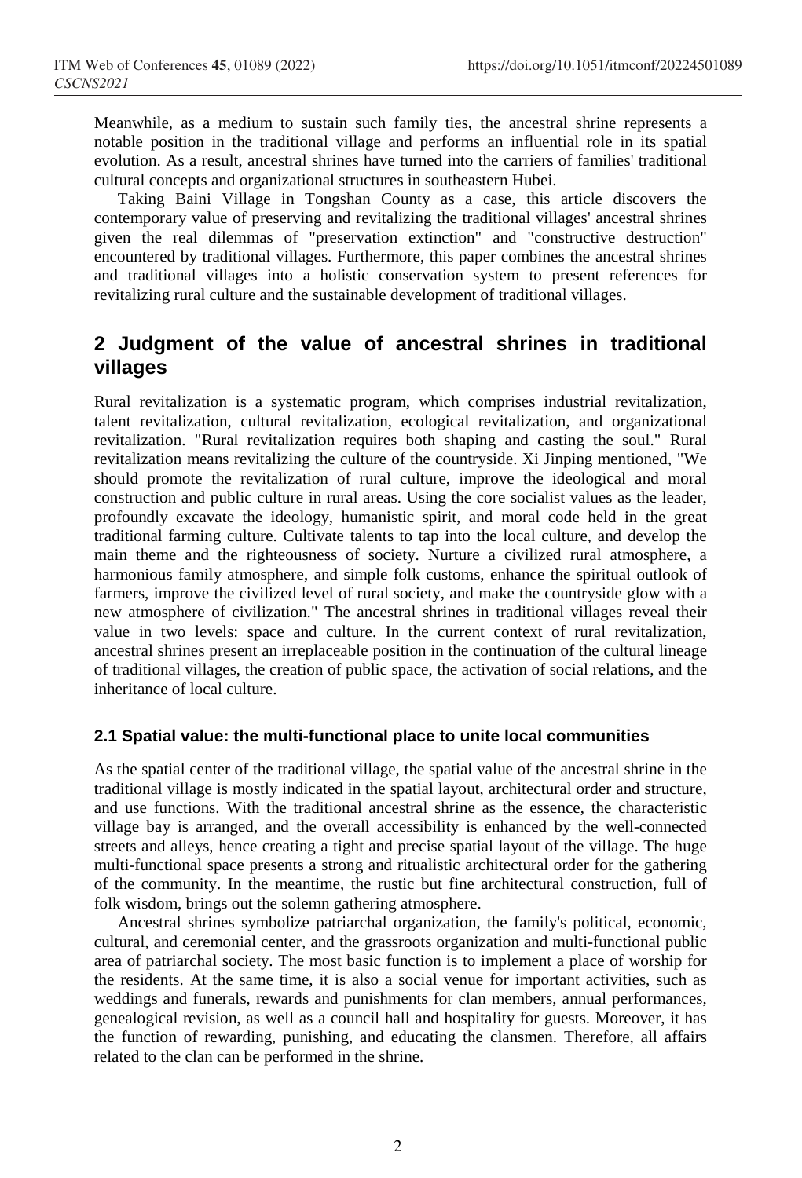Meanwhile, as a medium to sustain such family ties, the ancestral shrine represents a notable position in the traditional village and performs an influential role in its spatial evolution. As a result, ancestral shrines have turned into the carriers of families' traditional cultural concepts and organizational structures in southeastern Hubei.

Taking Baini Village in Tongshan County as a case, this article discovers the contemporary value of preserving and revitalizing the traditional villages' ancestral shrines given the real dilemmas of "preservation extinction" and "constructive destruction" encountered by traditional villages. Furthermore, this paper combines the ancestral shrines and traditional villages into a holistic conservation system to present references for revitalizing rural culture and the sustainable development of traditional villages.

## 2 Judgment of the value of ancestral shrines in traditional villages

Rural revitalization is a systematic program, which comprises industrial revitalization, talent revitalization, cultural revitalization, ecological revitalization, and organizational revitalization. "Rural revitalization requires both shaping and casting the soul." Rural revitalization means revitalizing the culture of the countryside. Xi Jinping mentioned, "We should promote the revitalization of rural culture, improve the ideological and moral construction and public culture in rural areas. Using the core socialist values as the leader, profoundly excavate the ideology, humanistic spirit, and moral code held in the great traditional farming culture. Cultivate talents to tap into the local culture, and develop the main theme and the righteousness of society. Nurture a civilized rural atmosphere, a harmonious family atmosphere, and simple folk customs, enhance the spiritual outlook of farmers, improve the civilized level of rural society, and make the countryside glow with a new atmosphere of civilization." The ancestral shrines in traditional villages reveal their value in two levels: space and culture. In the current context of rural revitalization, ancestral shrines present an irreplaceable position in the continuation of the cultural lineage of traditional villages, the creation of public space, the activation of social relations, and the inheritance of local culture.

### 2.1 Spatial value: the multi-functional place to unite local communities

As the spatial center of the traditional village, the spatial value of the ancestral shrine in the traditional village is mostly indicated in the spatial layout, architectural order and structure, and use functions. With the traditional ancestral shrine as the essence, the characteristic village bay is arranged, and the overall accessibility is enhanced by the well-connected streets and alleys, hence creating a tight and precise spatial layout of the village. The huge multi-functional space presents a strong and ritualistic architectural order for the gathering of the community. In the meantime, the rustic but fine architectural construction, full of folk wisdom, brings out the solemn gathering atmosphere.

Ancestral shrines symbolize patriarchal organization, the family's political, economic, cultural, and ceremonial center, and the grassroots organization and multi-functional public area of patriarchal society. The most basic function is to implement a place of worship for the residents. At the same time, it is also a social venue for important activities, such as weddings and funerals, rewards and punishments for clan members, annual performances, genealogical revision, as well as a council hall and hospitality for guests. Moreover, it has the function of rewarding, punishing, and educating the clansmen. Therefore, all affairs related to the clan can be performed in the shrine.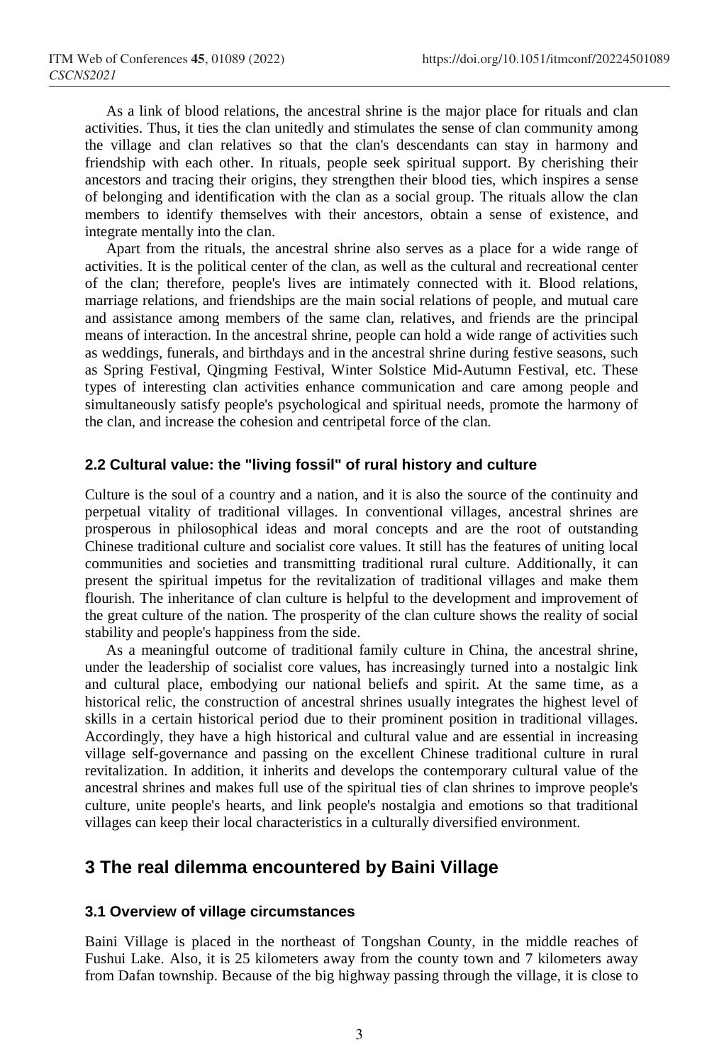As a link of blood relations, the ancestral shrine is the major place for rituals and clan activities. Thus, it ties the clan unitedly and stimulates the sense of clan community among the village and clan relatives so that the clan's descendants can stay in harmony and friendship with each other. In rituals, people seek spiritual support. By cherishing their ancestors and tracing their origins, they strengthen their blood ties, which inspires a sense of belonging and identification with the clan as a social group. The rituals allow the clan members to identify themselves with their ancestors, obtain a sense of existence, and integrate mentally into the clan.

Apart from the rituals, the ancestral shrine also serves as a place for a wide range of activities. It is the political center of the clan, as well as the cultural and recreational center of the clan; therefore, people's lives are intimately connected with it. Blood relations, marriage relations, and friendships are the main social relations of people, and mutual care and assistance among members of the same clan, relatives, and friends are the principal means of interaction. In the ancestral shrine, people can hold a wide range of activities such as weddings, funerals, and birthdays and in the ancestral shrine during festive seasons, such as Spring Festival, Qingming Festival, Winter Solstice Mid-Autumn Festival, etc. These types of interesting clan activities enhance communication and care among people and simultaneously satisfy people's psychological and spiritual needs, promote the harmony of the clan, and increase the cohesion and centripetal force of the clan.

### 2.2 Cultural value: the "living fossil" of rural history and culture

Culture is the soul of a country and a nation, and it is also the source of the continuity and perpetual vitality of traditional villages. In conventional villages, ancestral shrines are prosperous in philosophical ideas and moral concepts and are the root of outstanding Chinese traditional culture and socialist core values. It still has the features of uniting local communities and societies and transmitting traditional rural culture. Additionally, it can present the spiritual impetus for the revitalization of traditional villages and make them flourish. The inheritance of clan culture is helpful to the development and improvement of the great culture of the nation. The prosperity of the clan culture shows the reality of social stability and people's happiness from the side.

As a meaningful outcome of traditional family culture in China, the ancestral shrine, under the leadership of socialist core values, has increasingly turned into a nostalgic link and cultural place, embodying our national beliefs and spirit. At the same time, as a historical relic, the construction of ancestral shrines usually integrates the highest level of skills in a certain historical period due to their prominent position in traditional villages. Accordingly, they have a high historical and cultural value and are essential in increasing village self-governance and passing on the excellent Chinese traditional culture in rural revitalization. In addition, it inherits and develops the contemporary cultural value of the ancestral shrines and makes full use of the spiritual ties of clan shrines to improve people's culture, unite people's hearts, and link people's nostalgia and emotions so that traditional villages can keep their local characteristics in a culturally diversified environment.

## 3 The real dilemma encountered by Baini Village

### 3.1 Overview of village circumstances

Baini Village is placed in the northeast of Tongshan County, in the middle reaches of Fushui Lake. Also, it is 25 kilometers away from the county town and 7 kilometers away from Dafan township. Because of the big highway passing through the village, it is close to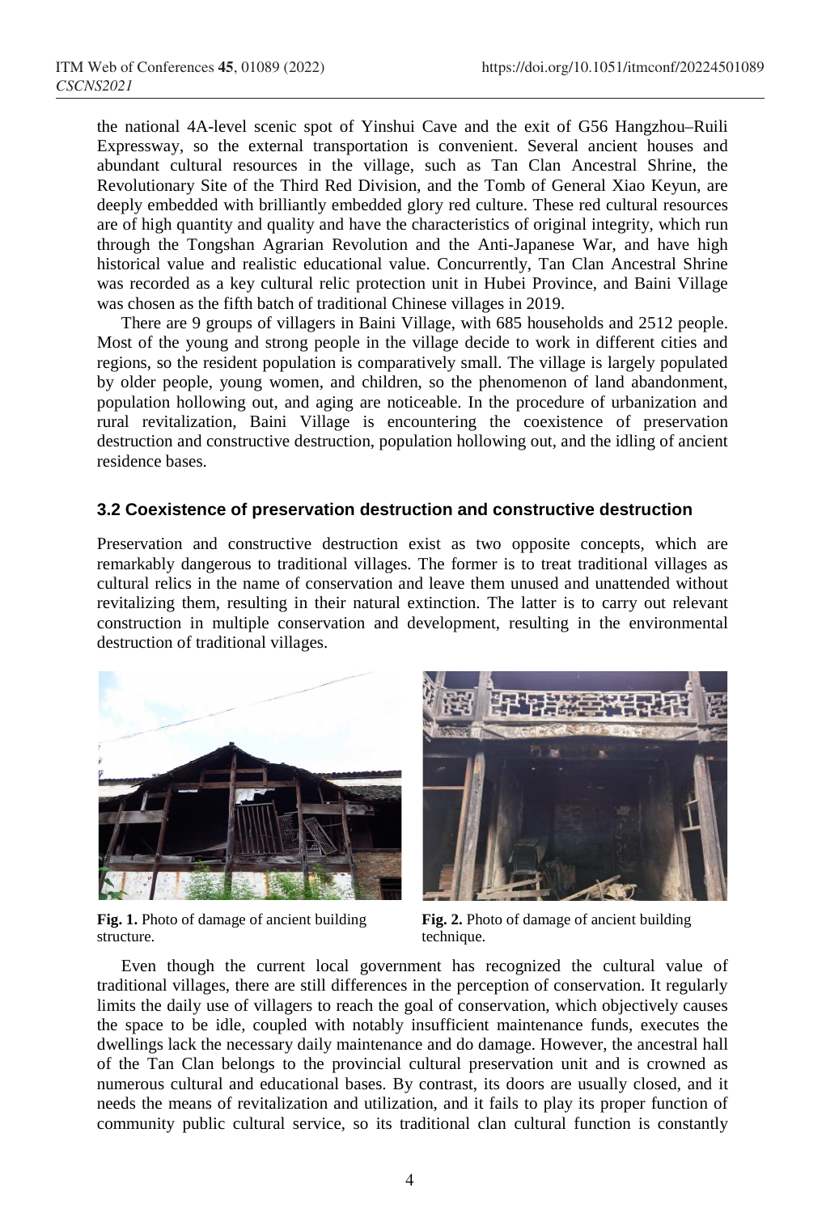the national 4A-level scenic spot of Yinshui Cave and the exit of G56 Hangzhou–Ruili Expressway, so the external transportation is convenient. Several ancient houses and abundant cultural resources in the village, such as Tan Clan Ancestral Shrine, the Revolutionary Site of the Third Red Division, and the Tomb of General Xiao Keyun, are deeply embedded with brilliantly embedded glory red culture. These red cultural resources are of high quantity and quality and have the characteristics of original integrity, which run through the Tongshan Agrarian Revolution and the Anti-Japanese War, and have high historical value and realistic educational value. Concurrently, Tan Clan Ancestral Shrine was recorded as a key cultural relic protection unit in Hubei Province, and Baini Village was chosen as the fifth batch of traditional Chinese villages in 2019.

There are 9 groups of villagers in Baini Village, with 685 households and 2512 people. Most of the young and strong people in the village decide to work in different cities and regions, so the resident population is comparatively small. The village is largely populated by older people, young women, and children, so the phenomenon of land abandonment, population hollowing out, and aging are noticeable. In the procedure of urbanization and rural revitalization, Baini Village is encountering the coexistence of preservation destruction and constructive destruction, population hollowing out, and the idling of ancient residence bases.

### 3.2 Coexistence of preservation destruction and constructive destruction

Preservation and constructive destruction exist as two opposite concepts, which are remarkably dangerous to traditional villages. The former is to treat traditional villages as cultural relics in the name of conservation and leave them unused and unattended without revitalizing them, resulting in their natural extinction. The latter is to carry out relevant construction in multiple conservation and development, resulting in the environmental destruction of traditional villages.

**Fig. 1.** Photo of damage of ancient building structure.

**Fig. 2.** Photo of damage of ancient building technique.

Even though the current local government has recognized the cultural value of traditional villages, there are still differences in the perception of conservation. It regularly limits the daily use of villagers to reach the goal of conservation, which objectively causes the space to be idle, coupled with notably insufficient maintenance funds, executes the dwellings lack the necessary daily maintenance and do damage. However, the ancestral hall of the Tan Clan belongs to the provincial cultural preservation unit and is crowned as numerous cultural and educational bases. By contrast, its doors are usually closed, and it needs the means of revitalization and utilization, and it fails to play its proper function of community public cultural service, so its traditional clan cultural function is constantly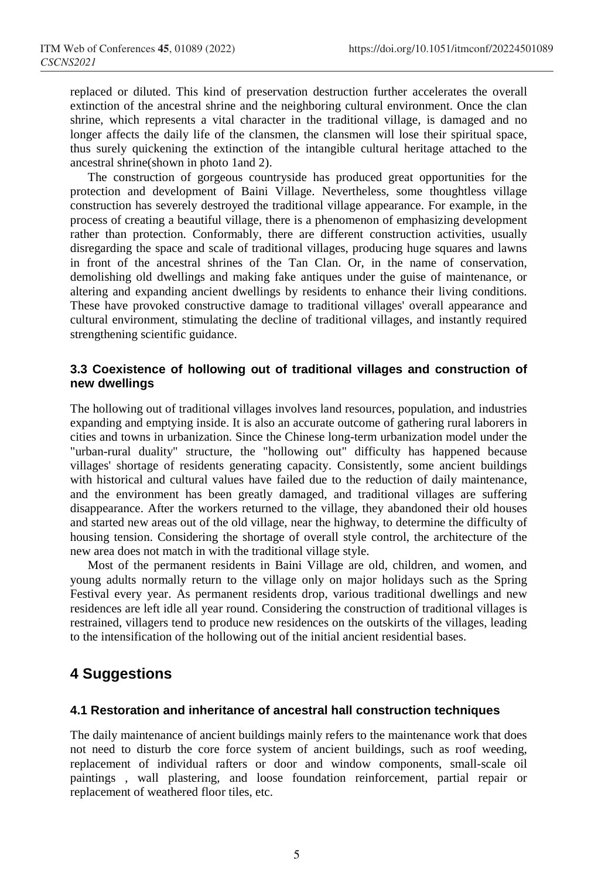replaced or diluted. This kind of preservation destruction further accelerates the overall extinction of the ancestral shrine and the neighboring cultural environment. Once the clan shrine, which represents a vital character in the traditional village, is damaged and no longer affects the daily life of the clansmen, the clansmen will lose their spiritual space, thus surely quickening the extinction of the intangible cultural heritage attached to the ancestral shrine(shown in photo 1and 2).

The construction of gorgeous countryside has produced great opportunities for the protection and development of Baini Village. Nevertheless, some thoughtless village construction has severely destroyed the traditional village appearance. For example, in the process of creating a beautiful village, there is a phenomenon of emphasizing development rather than protection. Conformably, there are different construction activities, usually disregarding the space and scale of traditional villages, producing huge squares and lawns in front of the ancestral shrines of the Tan Clan. Or, in the name of conservation, demolishing old dwellings and making fake antiques under the guise of maintenance, or altering and expanding ancient dwellings by residents to enhance their living conditions. These have provoked constructive damage to traditional villages' overall appearance and cultural environment, stimulating the decline of traditional villages, and instantly required strengthening scientific guidance.

### 3.3 Coexistence of hollowing out of traditional villages and construction of new dwellings

The hollowing out of traditional villages involves land resources, population, and industries expanding and emptying inside. It is also an accurate outcome of gathering rural laborers in cities and towns in urbanization. Since the Chinese long-term urbanization model under the "urban-rural duality" structure, the "hollowing out" difficulty has happened because villages' shortage of residents generating capacity. Consistently, some ancient buildings with historical and cultural values have failed due to the reduction of daily maintenance, and the environment has been greatly damaged, and traditional villages are suffering disappearance. After the workers returned to the village, they abandoned their old houses and started new areas out of the old village, near the highway, to determine the difficulty of housing tension. Considering the shortage of overall style control, the architecture of the new area does not match in with the traditional village style.

Most of the permanent residents in Baini Village are old, children, and women, and young adults normally return to the village only on major holidays such as the Spring Festival every year. As permanent residents drop, various traditional dwellings and new residences are left idle all year round. Considering the construction of traditional villages is restrained, villagers tend to produce new residences on the outskirts of the villages, leading to the intensification of the hollowing out of the initial ancient residential bases.

## 4 Suggestions

### 4.1 Restoration and inheritance of ancestral hall construction techniques

The daily maintenance of ancient buildings mainly refers to the maintenance work that does not need to disturb the core force system of ancient buildings, such as roof weeding, replacement of individual rafters or door and window components, small-scale oil paintings , wall plastering, and loose foundation reinforcement, partial repair or replacement of weathered floor tiles, etc.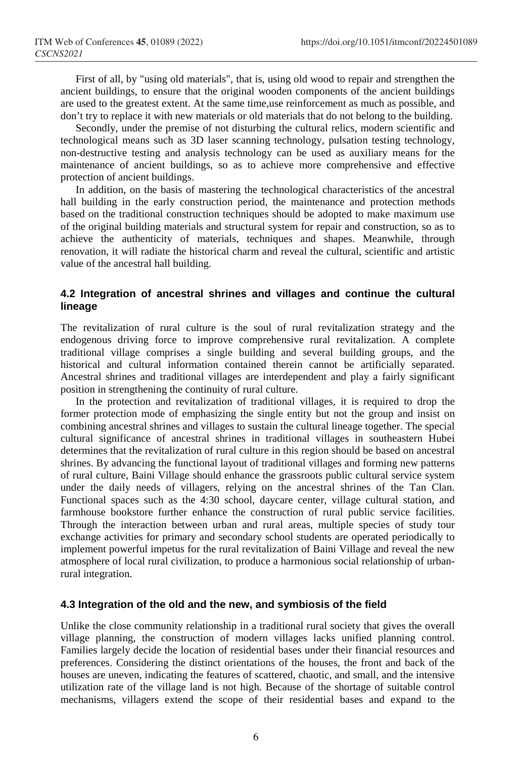First of all, by "using old materials", that is, using old wood to repair and strengthen the ancient buildings, to ensure that the original wooden components of the ancient buildings are used to the greatest extent. At the same time,use reinforcement as much as possible, and don't try to replace it with new materials or old materials that do not belong to the building.

Secondly, under the premise of not disturbing the cultural relics, modern scientific and technological means such as 3D laser scanning technology, pulsation testing technology, non-destructive testing and analysis technology can be used as auxiliary means for the maintenance of ancient buildings, so as to achieve more comprehensive and effective protection of ancient buildings.

In addition, on the basis of mastering the technological characteristics of the ancestral hall building in the early construction period, the maintenance and protection methods based on the traditional construction techniques should be adopted to make maximum use of the original building materials and structural system for repair and construction, so as to achieve the authenticity of materials, techniques and shapes. Meanwhile, through renovation, it will radiate the historical charm and reveal the cultural, scientific and artistic value of the ancestral hall building.

### 4.2 Integration of ancestral shrines and villages and continue the cultural lineage

The revitalization of rural culture is the soul of rural revitalization strategy and the endogenous driving force to improve comprehensive rural revitalization. A complete traditional village comprises a single building and several building groups, and the historical and cultural information contained therein cannot be artificially separated. Ancestral shrines and traditional villages are interdependent and play a fairly significant position in strengthening the continuity of rural culture.

In the protection and revitalization of traditional villages, it is required to drop the former protection mode of emphasizing the single entity but not the group and insist on combining ancestral shrines and villages to sustain the cultural lineage together. The special cultural significance of ancestral shrines in traditional villages in southeastern Hubei determines that the revitalization of rural culture in this region should be based on ancestral shrines. By advancing the functional layout of traditional villages and forming new patterns of rural culture, Baini Village should enhance the grassroots public cultural service system under the daily needs of villagers, relying on the ancestral shrines of the Tan Clan. Functional spaces such as the 4:30 school, daycare center, village cultural station, and farmhouse bookstore further enhance the construction of rural public service facilities. Through the interaction between urban and rural areas, multiple species of study tour exchange activities for primary and secondary school students are operated periodically to implement powerful impetus for the rural revitalization of Baini Village and reveal the new atmosphere of local rural civilization, to produce a harmonious social relationship of urban-rural integration.

### 4.3 Integration of the old and the new, and symbiosis of the field

Unlike the close community relationship in a traditional rural society that gives the overall village planning, the construction of modern villages lacks unified planning control. Families largely decide the location of residential bases under their financial resources and preferences. Considering the distinct orientations of the houses, the front and back of the houses are uneven, indicating the features of scattered, chaotic, and small, and the intensive utilization rate of the village land is not high. Because of the shortage of suitable control mechanisms, villagers extend the scope of their residential bases and expand to the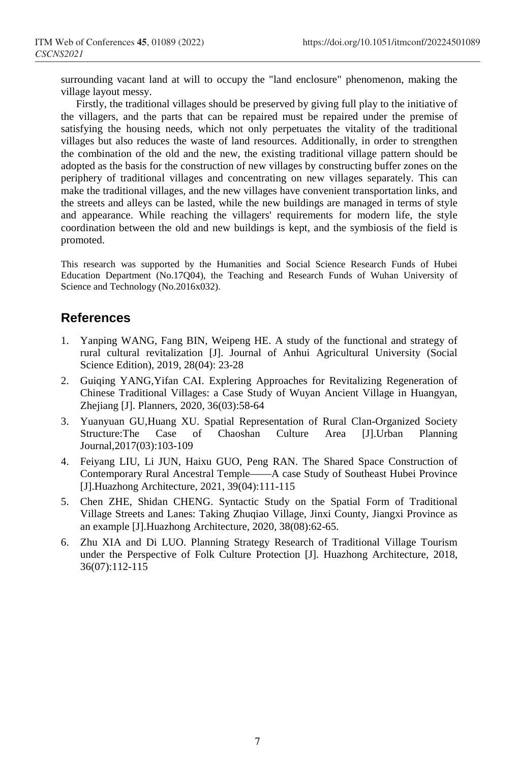surrounding vacant land at will to occupy the "land enclosure" phenomenon, making the village layout messy.

Firstly, the traditional villages should be preserved by giving full play to the initiative of the villagers, and the parts that can be repaired must be repaired under the premise of satisfying the housing needs, which not only perpetuates the vitality of the traditional villages but also reduces the waste of land resources. Additionally, in order to strengthen the combination of the old and the new, the existing traditional village pattern should be adopted as the basis for the construction of new villages by constructing buffer zones on the periphery of traditional villages and concentrating on new villages separately. This can make the traditional villages, and the new villages have convenient transportation links, and the streets and alleys can be lasted, while the new buildings are managed in terms of style and appearance. While reaching the villagers' requirements for modern life, the style coordination between the old and new buildings is kept, and the symbiosis of the field is promoted.

This research was supported by the Humanities and Social Science Research Funds of Hubei Education Department (No.17Q04), the Teaching and Research Funds of Wuhan University of Science and Technology (No.2016x032).

## References

1. Yanping WANG, Fang BIN, Weipeng HE. A study of the functional and strategy of rural cultural revitalization [J]. Journal of Anhui Agricultural University (Social Science Edition), 2019, 28(04): 23-28
2. Guiqing YANG,Yifan CAI. Explering Approaches for Revitalizing Regeneration of Chinese Traditional Villages: a Case Study of Wuyan Ancient Village in Huangyan, Zhejiang [J]. Planners, 2020, 36(03):58-64
3. Yuanyuan GU,Huang XU. Spatial Representation of Rural Clan-Organized Society Structure:The Case of Chaoshan Culture Area [J].Urban Planning Journal,2017(03):103-109
4. Feiyang LIU, Li JUN, Haixu GUO, Peng RAN. The Shared Space Construction of Contemporary Rural Ancestral Temple——A case Study of Southeast Hubei Province [J].Huazhong Architecture, 2021, 39(04):111-115
5. Chen ZHE, Shidan CHENG. Syntactic Study on the Spatial Form of Traditional Village Streets and Lanes: Taking Zhuqiao Village, Jinxi County, Jiangxi Province as an example [J].Huazhong Architecture, 2020, 38(08):62-65.
6. Zhu XIA and Di LUO. Planning Strategy Research of Traditional Village Tourism under the Perspective of Folk Culture Protection [J]. Huazhong Architecture, 2018, 36(07):112-115